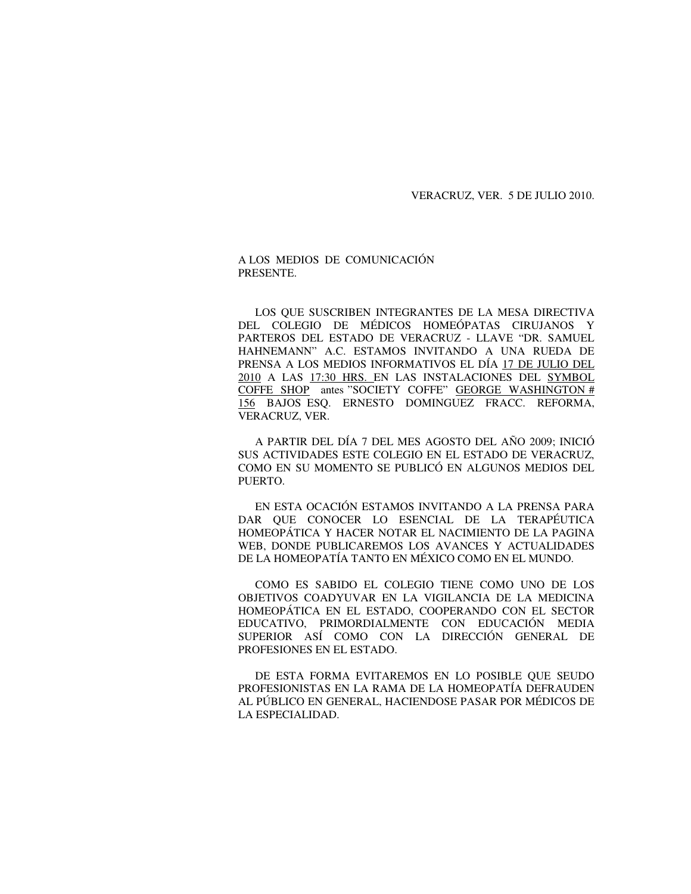VERACRUZ, VER. 5 DE JULIO 2010.

A LOS MEDIOS DE COMUNICACIÓN
PRESENTE.

LOS QUE SUSCRIBEN INTEGRANTES DE LA MESA DIRECTIVA DEL COLEGIO DE MÉDICOS HOMEÓPATAS CIRUJANOS Y PARTEROS DEL ESTADO DE VERACRUZ - LLAVE "DR. SAMUEL HAHNEMANN" A.C. ESTAMOS INVITANDO A UNA RUEDA DE PRENSA A LOS MEDIOS INFORMATIVOS EL DÍA 17 DE JULIO DEL 2010 A LAS 17:30 HRS. EN LAS INSTALACIONES DEL SYMBOL COFFE SHOP antes "SOCIETY COFFE" GEORGE WASHINGTON # 156 BAJOS ESQ. ERNESTO DOMINGUEZ FRACC. REFORMA, VERACRUZ, VER.

A PARTIR DEL DÍA 7 DEL MES AGOSTO DEL AÑO 2009; INICIÓ SUS ACTIVIDADES ESTE COLEGIO EN EL ESTADO DE VERACRUZ, COMO EN SU MOMENTO SE PUBLICÓ EN ALGUNOS MEDIOS DEL PUERTO.

EN ESTA OCACIÓN ESTAMOS INVITANDO A LA PRENSA PARA DAR QUE CONOCER LO ESENCIAL DE LA TERAPÉUTICA HOMEOPÁTICA Y HACER NOTAR EL NACIMIENTO DE LA PAGINA WEB, DONDE PUBLICAREMOS LOS AVANCES Y ACTUALIDADES DE LA HOMEOPATÍA TANTO EN MÉXICO COMO EN EL MUNDO.

COMO ES SABIDO EL COLEGIO TIENE COMO UNO DE LOS OBJETIVOS COADYUVAR EN LA VIGILANCIA DE LA MEDICINA HOMEOPÁTICA EN EL ESTADO, COOPERANDO CON EL SECTOR EDUCATIVO, PRIMORDIALMENTE CON EDUCACIÓN MEDIA SUPERIOR ASÍ COMO CON LA DIRECCIÓN GENERAL DE PROFESIONES EN EL ESTADO.

DE ESTA FORMA EVITAREMOS EN LO POSIBLE QUE SEUDO PROFESIONISTAS EN LA RAMA DE LA HOMEOPATÍA DEFRAUDEN AL PÚBLICO EN GENERAL, HACIENDOSE PASAR POR MÉDICOS DE LA ESPECIALIDAD.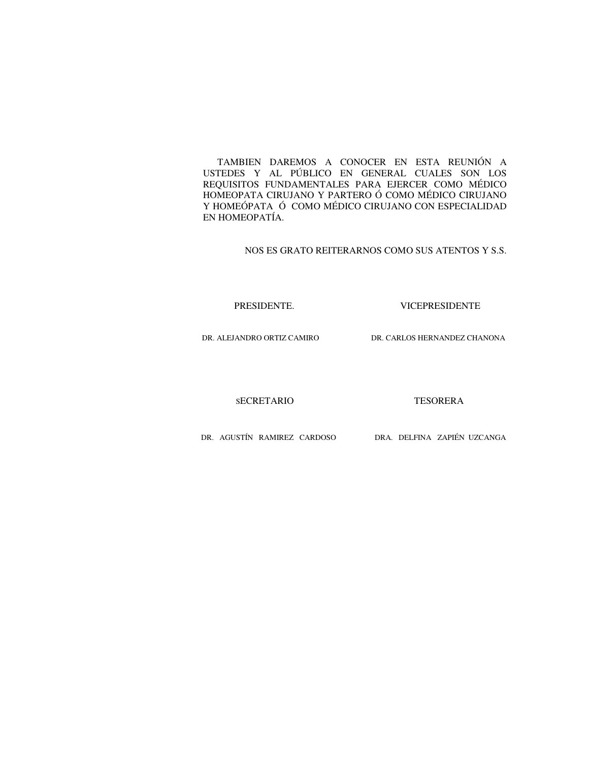TAMBIEN DAREMOS A CONOCER EN ESTA REUNIÓN A USTEDES Y AL PÚBLICO EN GENERAL CUALES SON LOS REQUISITOS FUNDAMENTALES PARA EJERCER COMO MÉDICO HOMEOPATA CIRUJANO Y PARTERO Ó COMO MÉDICO CIRUJANO Y HOMEÓPATA Ó COMO MÉDICO CIRUJANO CON ESPECIALIDAD EN HOMEOPATÍA.

NOS ES GRATO REITERARNOS COMO SUS ATENTOS Y S.S.

PRESIDENTE.

DR. ALEJANDRO ORTIZ CAMIRO

VICEPRESIDENTE

DR. CARLOS HERNANDEZ CHANONA

SECRETARIO

DR. AGUSTÍN RAMIREZ CARDOSO

TESORERA

DRA. DELFINA ZAPIÉN UZCANGA